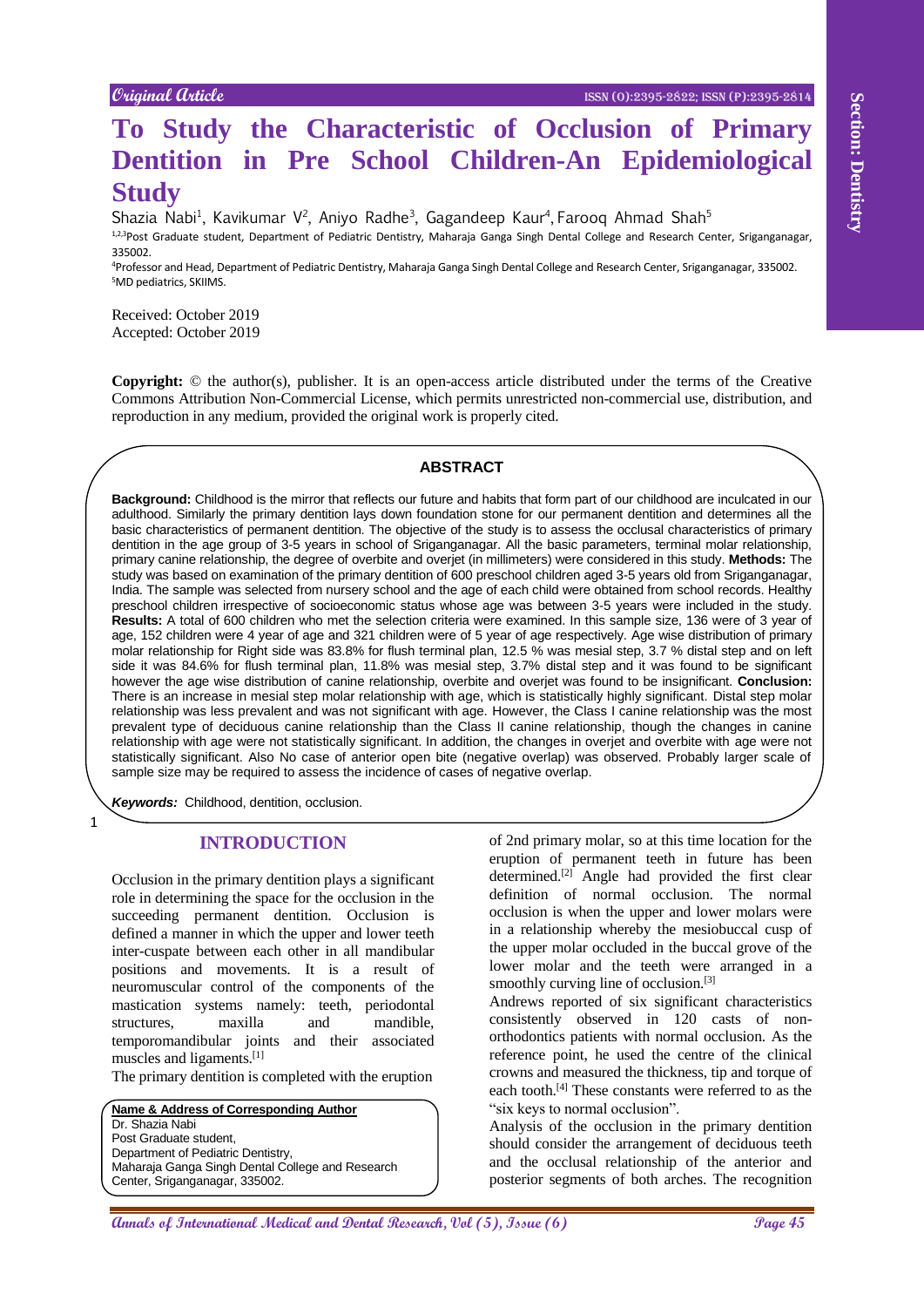Original Article

ISSN (O):2395-2822; ISSN (P):2395-2814

# To Study the Characteristic of Occlusion of Primary Dentition in Pre School Children-An Epidemiological Study

Shazia Nabi[1], Kavikumar V[2], Aniyo Radhe[3], Gagandeep Kaur[4], Farooq Ahmad Shah[5]

[1,2,3]Post Graduate student, Department of Pediatric Dentistry, Maharaja Ganga Singh Dental College and Research Center, Sriganganagar, 335002.

[4]Professor and Head, Department of Pediatric Dentistry, Maharaja Ganga Singh Dental College and Research Center, Sriganganagar, 335002.

[5]MD pediatrics, SKIIMS.

Received: October 2019
Accepted: October 2019

**Copyright:** © the author(s), publisher. It is an open-access article distributed under the terms of the Creative Commons Attribution Non-Commercial License, which permits unrestricted non-commercial use, distribution, and reproduction in any medium, provided the original work is properly cited.

## ABSTRACT

**Background:** Childhood is the mirror that reflects our future and habits that form part of our childhood are inculcated in our adulthood. Similarly the primary dentition lays down foundation stone for our permanent dentition and determines all the basic characteristics of permanent dentition. The objective of the study is to assess the occlusal characteristics of primary dentition in the age group of 3-5 years in school of Sriganganagar. All the basic parameters, terminal molar relationship, primary canine relationship, the degree of overbite and overjet (in millimeters) were considered in this study. **Methods:** The study was based on examination of the primary dentition of 600 preschool children aged 3-5 years old from Sriganganagar, India. The sample was selected from nursery school and the age of each child were obtained from school records. Healthy preschool children irrespective of socioeconomic status whose age was between 3-5 years were included in the study. **Results:** A total of 600 children who met the selection criteria were examined. In this sample size, 136 were of 3 year of age, 152 children were 4 year of age and 321 children were of 5 year of age respectively. Age wise distribution of primary molar relationship for Right side was 83.8% for flush terminal plan, 12.5 % was mesial step, 3.7 % distal step and on left side it was 84.6% for flush terminal plan, 11.8% was mesial step, 3.7% distal step and it was found to be significant however the age wise distribution of canine relationship, overbite and overjet was found to be insignificant. **Conclusion:** There is an increase in mesial step molar relationship with age, which is statistically highly significant. Distal step molar relationship was less prevalent and was not significant with age. However, the Class I canine relationship was the most prevalent type of deciduous canine relationship than the Class II canine relationship, though the changes in canine relationship with age were not statistically significant. In addition, the changes in overjet and overbite with age were not statistically significant. Also No case of anterior open bite (negative overlap) was observed. Probably larger scale of sample size may be required to assess the incidence of cases of negative overlap.

***Keywords:*** Childhood, dentition, occlusion.

## INTRODUCTION

Occlusion in the primary dentition plays a significant role in determining the space for the occlusion in the succeeding permanent dentition. Occlusion is defined a manner in which the upper and lower teeth inter-cuspate between each other in all mandibular positions and movements. It is a result of neuromuscular control of the components of the mastication systems namely: teeth, periodontal structures, maxilla and mandible, temporomandibular joints and their associated muscles and ligaments.[1]

The primary dentition is completed with the eruption of 2nd primary molar, so at this time location for the eruption of permanent teeth in future has been determined.[2] Angle had provided the first clear definition of normal occlusion. The normal occlusion is when the upper and lower molars were in a relationship whereby the mesiobuccal cusp of the upper molar occluded in the buccal grove of the lower molar and the teeth were arranged in a smoothly curving line of occlusion.[3]

Andrews reported of six significant characteristics consistently observed in 120 casts of non-orthodontics patients with normal occlusion. As the reference point, he used the centre of the clinical crowns and measured the thickness, tip and torque of each tooth.[4] These constants were referred to as the "six keys to normal occlusion".

Analysis of the occlusion in the primary dentition should consider the arrangement of deciduous teeth and the occlusal relationship of the anterior and posterior segments of both arches. The recognition

**Name & Address of Corresponding Author**
Dr. Shazia Nabi
Post Graduate student,
Department of Pediatric Dentistry,
Maharaja Ganga Singh Dental College and Research Center, Sriganganagar, 335002.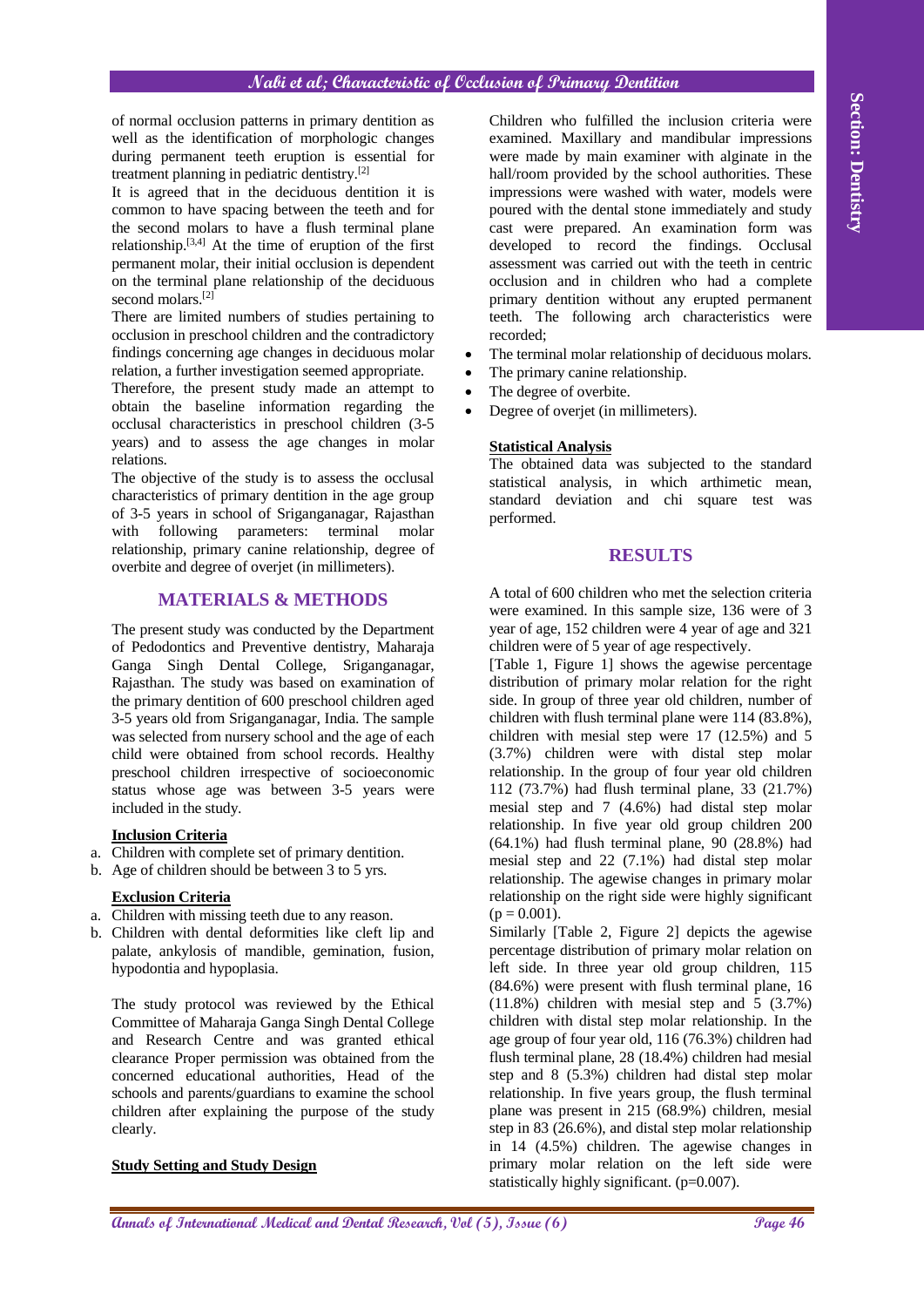of normal occlusion patterns in primary dentition as well as the identification of morphologic changes during permanent teeth eruption is essential for treatment planning in pediatric dentistry.[2]

It is agreed that in the deciduous dentition it is common to have spacing between the teeth and for the second molars to have a flush terminal plane relationship.[3,4] At the time of eruption of the first permanent molar, their initial occlusion is dependent on the terminal plane relationship of the deciduous second molars.[2]

There are limited numbers of studies pertaining to occlusion in preschool children and the contradictory findings concerning age changes in deciduous molar relation, a further investigation seemed appropriate.

Therefore, the present study made an attempt to obtain the baseline information regarding the occlusal characteristics in preschool children (3-5 years) and to assess the age changes in molar relations.

The objective of the study is to assess the occlusal characteristics of primary dentition in the age group of 3-5 years in school of Sriganganagar, Rajasthan with following parameters: terminal molar relationship, primary canine relationship, degree of overbite and degree of overjet (in millimeters).

## MATERIALS & METHODS

The present study was conducted by the Department of Pedodontics and Preventive dentistry, Maharaja Ganga Singh Dental College, Sriganganagar, Rajasthan. The study was based on examination of the primary dentition of 600 preschool children aged 3-5 years old from Sriganganagar, India. The sample was selected from nursery school and the age of each child were obtained from school records. Healthy preschool children irrespective of socioeconomic status whose age was between 3-5 years were included in the study.

### Inclusion Criteria

a. Children with complete set of primary dentition.
b. Age of children should be between 3 to 5 yrs.

### Exclusion Criteria

a. Children with missing teeth due to any reason.
b. Children with dental deformities like cleft lip and palate, ankylosis of mandible, gemination, fusion, hypodontia and hypoplasia.

The study protocol was reviewed by the Ethical Committee of Maharaja Ganga Singh Dental College and Research Centre and was granted ethical clearance Proper permission was obtained from the concerned educational authorities, Head of the schools and parents/guardians to examine the school children after explaining the purpose of the study clearly.

### Study Setting and Study Design

Children who fulfilled the inclusion criteria were examined. Maxillary and mandibular impressions were made by main examiner with alginate in the hall/room provided by the school authorities. These impressions were washed with water, models were poured with the dental stone immediately and study cast were prepared. An examination form was developed to record the findings. Occlusal assessment was carried out with the teeth in centric occlusion and in children who had a complete primary dentition without any erupted permanent teeth. The following arch characteristics were recorded;

- The terminal molar relationship of deciduous molars.
- The primary canine relationship.
- The degree of overbite.
- Degree of overjet (in millimeters).

### Statistical Analysis

The obtained data was subjected to the standard statistical analysis, in which arthimetic mean, standard deviation and chi square test was performed.

## RESULTS

A total of 600 children who met the selection criteria were examined. In this sample size, 136 were of 3 year of age, 152 children were 4 year of age and 321 children were of 5 year of age respectively.

[Table 1, Figure 1] shows the agewise percentage distribution of primary molar relation for the right side. In group of three year old children, number of children with flush terminal plane were 114 (83.8%), children with mesial step were 17 (12.5%) and 5 (3.7%) children were with distal step molar relationship. In the group of four year old children 112 (73.7%) had flush terminal plane, 33 (21.7%) mesial step and 7 (4.6%) had distal step molar relationship. In five year old group children 200 (64.1%) had flush terminal plane, 90 (28.8%) had mesial step and 22 (7.1%) had distal step molar relationship. The agewise changes in primary molar relationship on the right side were highly significant ($p = 0.001$).

Similarly [Table 2, Figure 2] depicts the agewise percentage distribution of primary molar relation on left side. In three year old group children, 115 (84.6%) were present with flush terminal plane, 16 (11.8%) children with mesial step and 5 (3.7%) children with distal step molar relationship. In the age group of four year old, 116 (76.3%) children had flush terminal plane, 28 (18.4%) children had mesial step and 8 (5.3%) children had distal step molar relationship. In five years group, the flush terminal plane was present in 215 (68.9%) children, mesial step in 83 (26.6%), and distal step molar relationship in 14 (4.5%) children. The agewise changes in primary molar relation on the left side were statistically highly significant. ($p=0.007$).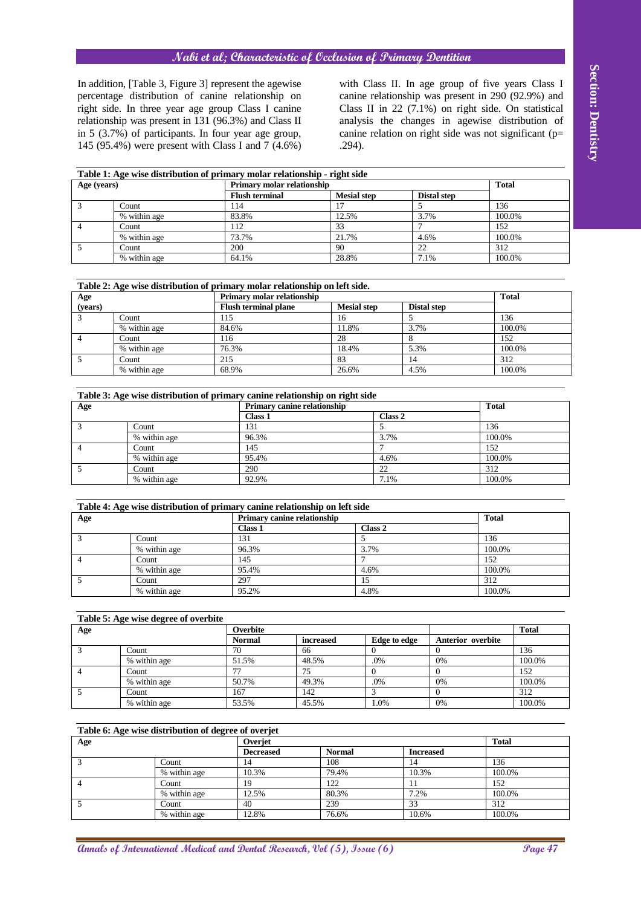In addition, [Table 3, Figure 3] represent the agewise percentage distribution of canine relationship on right side. In three year age group Class I canine relationship was present in 131 (96.3%) and Class II in 5 (3.7%) of participants. In four year age group, 145 (95.4%) were present with Class I and 7 (4.6%) with Class II. In age group of five years Class I canine relationship was present in 290 (92.9%) and Class II in 22 (7.1%) on right side. On statistical analysis the changes in agewise distribution of canine relation on right side was not significant (p= .294).

**Table 1: Age wise distribution of primary molar relationship - right side**

| Age (years) | | Primary molar relationship | | | Total |
|---|---|---|---|---|---|
| | | Flush terminal | Mesial step | Distal step | |
| 3 | Count | 114 | 17 | 5 | 136 |
| | % within age | 83.8% | 12.5% | 3.7% | 100.0% |
| 4 | Count | 112 | 33 | 7 | 152 |
| | % within age | 73.7% | 21.7% | 4.6% | 100.0% |
| 5 | Count | 200 | 90 | 22 | 312 |
| | % within age | 64.1% | 28.8% | 7.1% | 100.0% |

**Table 2: Age wise distribution of primary molar relationship on left side.**

| Age (years) | | Primary molar relationship | | | Total |
|---|---|---|---|---|---|
| | | Flush terminal plane | Mesial step | Distal step | |
| 3 | Count | 115 | 16 | 5 | 136 |
| | % within age | 84.6% | 11.8% | 3.7% | 100.0% |
| 4 | Count | 116 | 28 | 8 | 152 |
| | % within age | 76.3% | 18.4% | 5.3% | 100.0% |
| 5 | Count | 215 | 83 | 14 | 312 |
| | % within age | 68.9% | 26.6% | 4.5% | 100.0% |

**Table 3: Age wise distribution of primary canine relationship on right side**

| Age | | Primary canine relationship | | Total |
|---|---|---|---|---|
| | | Class 1 | Class 2 | |
| 3 | Count | 131 | 5 | 136 |
| | % within age | 96.3% | 3.7% | 100.0% |
| 4 | Count | 145 | 7 | 152 |
| | % within age | 95.4% | 4.6% | 100.0% |
| 5 | Count | 290 | 22 | 312 |
| | % within age | 92.9% | 7.1% | 100.0% |

**Table 4: Age wise distribution of primary canine relationship on left side**

| Age | | Primary canine relationship | | Total |
|---|---|---|---|---|
| | | Class 1 | Class 2 | |
| 3 | Count | 131 | 5 | 136 |
| | % within age | 96.3% | 3.7% | 100.0% |
| 4 | Count | 145 | 7 | 152 |
| | % within age | 95.4% | 4.6% | 100.0% |
| 5 | Count | 297 | 15 | 312 |
| | % within age | 95.2% | 4.8% | 100.0% |

**Table 5: Age wise degree of overbite**

| Age | | Overbite | | | | Total |
|---|---|---|---|---|---|---|
| | | Normal | increased | Edge to edge | Anterior overbite | |
| 3 | Count | 70 | 66 | 0 | 0 | 136 |
| | % within age | 51.5% | 48.5% | .0% | 0% | 100.0% |
| 4 | Count | 77 | 75 | 0 | 0 | 152 |
| | % within age | 50.7% | 49.3% | .0% | 0% | 100.0% |
| 5 | Count | 167 | 142 | 3 | 0 | 312 |
| | % within age | 53.5% | 45.5% | 1.0% | 0% | 100.0% |

**Table 6: Age wise distribution of degree of overjet**

| Age | | Overjet | | | Total |
|---|---|---|---|---|---|
| | | Decreased | Normal | Increased | |
| 3 | Count | 14 | 108 | 14 | 136 |
| | % within age | 10.3% | 79.4% | 10.3% | 100.0% |
| 4 | Count | 19 | 122 | 11 | 152 |
| | % within age | 12.5% | 80.3% | 7.2% | 100.0% |
| 5 | Count | 40 | 239 | 33 | 312 |
| | % within age | 12.8% | 76.6% | 10.6% | 100.0% |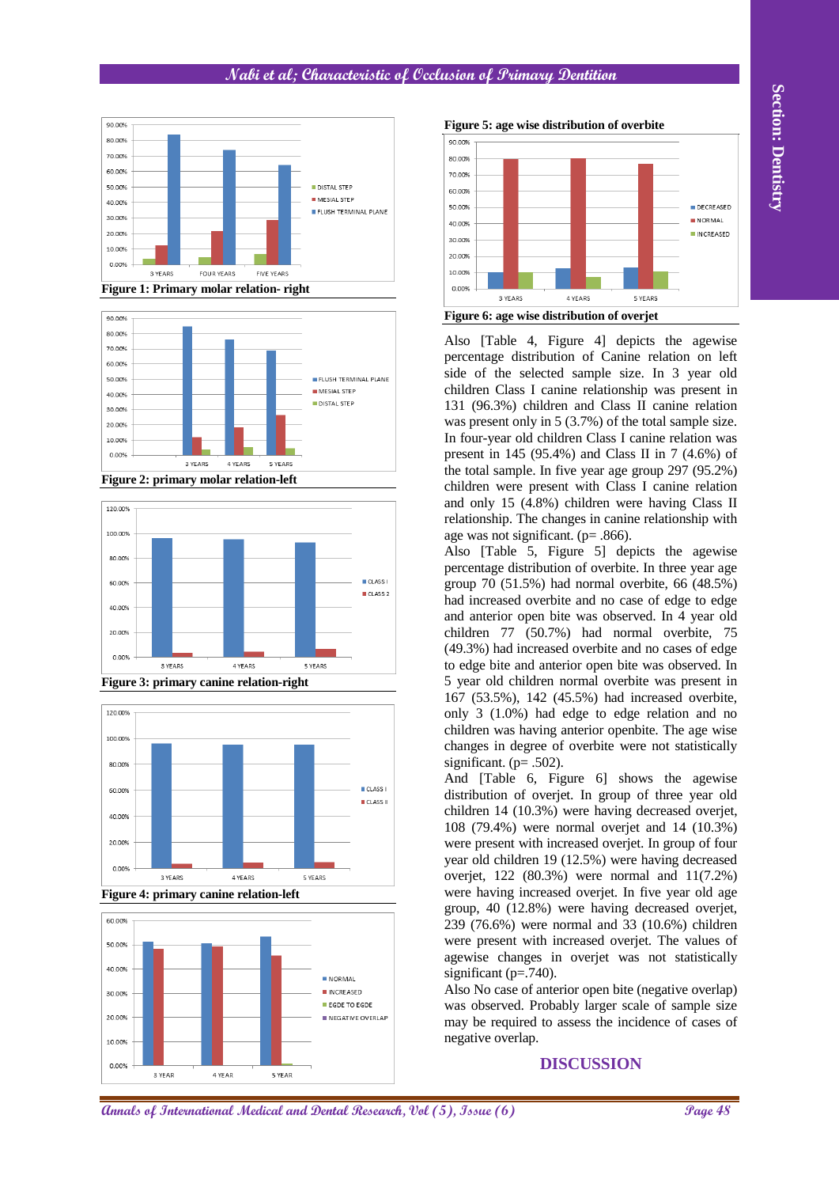Figure 1: Primary molar relation- right

Figure 2: primary molar relation-left

Figure 3: primary canine relation-right

Figure 4: primary canine relation-left

Figure 5: age wise distribution of overbite

Figure 6: age wise distribution of overjet

Also [Table 4, Figure 4] depicts the agewise percentage distribution of Canine relation on left side of the selected sample size. In 3 year old children Class I canine relationship was present in 131 (96.3%) children and Class II canine relation was present only in 5 (3.7%) of the total sample size. In four-year old children Class I canine relation was present in 145 (95.4%) and Class II in 7 (4.6%) of the total sample. In five year age group 297 (95.2%) children were present with Class I canine relation and only 15 (4.8%) children were having Class II relationship. The changes in canine relationship with age was not significant. (p= .866).

Also [Table 5, Figure 5] depicts the agewise percentage distribution of overbite. In three year age group 70 (51.5%) had normal overbite, 66 (48.5%) had increased overbite and no case of edge to edge and anterior open bite was observed. In 4 year old children 77 (50.7%) had normal overbite, 75 (49.3%) had increased overbite and no cases of edge to edge bite and anterior open bite was observed. In 5 year old children normal overbite was present in 167 (53.5%), 142 (45.5%) had increased overbite, only 3 (1.0%) had edge to edge relation and no children was having anterior openbite. The age wise changes in degree of overbite were not statistically significant. (p= .502).

And [Table 6, Figure 6] shows the agewise distribution of overjet. In group of three year old children 14 (10.3%) were having decreased overjet, 108 (79.4%) were normal overjet and 14 (10.3%) were present with increased overjet. In group of four year old children 19 (12.5%) were having decreased overjet, 122 (80.3%) were normal and 11(7.2%) were having increased overjet. In five year old age group, 40 (12.8%) were having decreased overjet, 239 (76.6%) were normal and 33 (10.6%) children were present with increased overjet. The values of agewise changes in overjet was not statistically significant (p=.740).

Also No case of anterior open bite (negative overlap) was observed. Probably larger scale of sample size may be required to assess the incidence of cases of negative overlap.

## DISCUSSION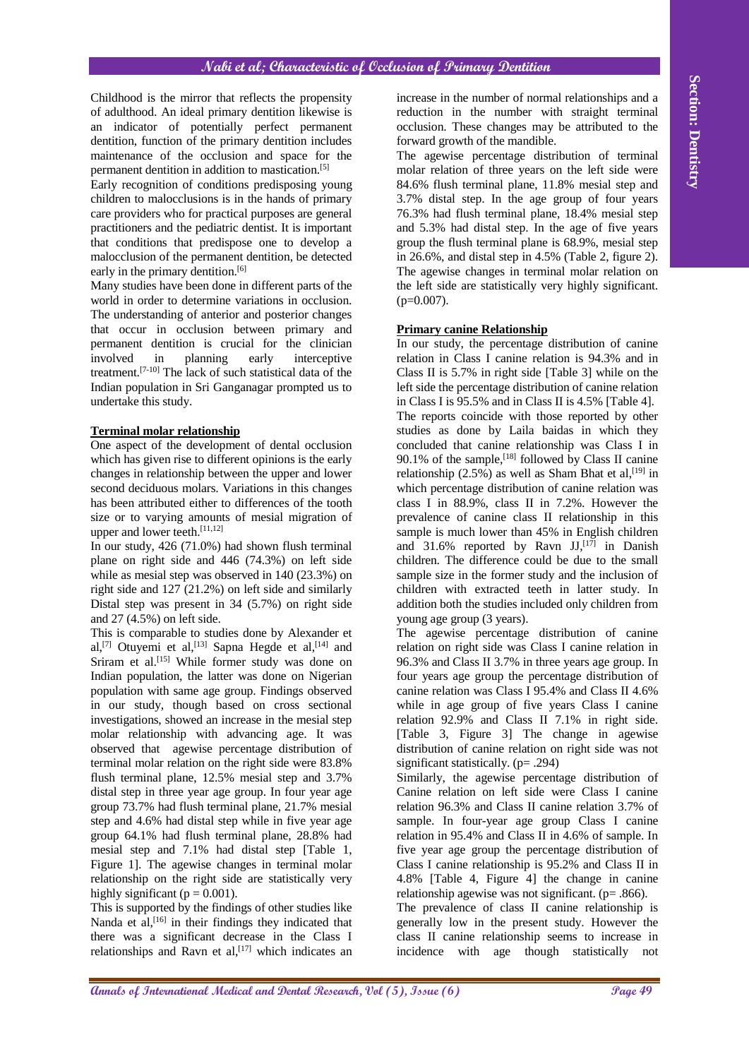Childhood is the mirror that reflects the propensity of adulthood. An ideal primary dentition likewise is an indicator of potentially perfect permanent dentition, function of the primary dentition includes maintenance of the occlusion and space for the permanent dentition in addition to mastication.[5]

Early recognition of conditions predisposing young children to malocclusions is in the hands of primary care providers who for practical purposes are general practitioners and the pediatric dentist. It is important that conditions that predispose one to develop a malocclusion of the permanent dentition, be detected early in the primary dentition.[6]

Many studies have been done in different parts of the world in order to determine variations in occlusion. The understanding of anterior and posterior changes that occur in occlusion between primary and permanent dentition is crucial for the clinician involved in planning early interceptive treatment.[7-10] The lack of such statistical data of the Indian population in Sri Ganganagar prompted us to undertake this study.

**Terminal molar relationship**

One aspect of the development of dental occlusion which has given rise to different opinions is the early changes in relationship between the upper and lower second deciduous molars. Variations in this changes has been attributed either to differences of the tooth size or to varying amounts of mesial migration of upper and lower teeth.[11,12]

In our study, 426 (71.0%) had shown flush terminal plane on right side and 446 (74.3%) on left side while as mesial step was observed in 140 (23.3%) on right side and 127 (21.2%) on left side and similarly Distal step was present in 34 (5.7%) on right side and 27 (4.5%) on left side.

This is comparable to studies done by Alexander et al,[7] Otuyemi et al,[13] Sapna Hegde et al,[14] and Sriram et al.[15] While former study was done on Indian population, the latter was done on Nigerian population with same age group. Findings observed in our study, though based on cross sectional investigations, showed an increase in the mesial step molar relationship with advancing age. It was observed that agewise percentage distribution of terminal molar relation on the right side were 83.8% flush terminal plane, 12.5% mesial step and 3.7% distal step in three year age group. In four year age group 73.7% had flush terminal plane, 21.7% mesial step and 4.6% had distal step while in five year age group 64.1% had flush terminal plane, 28.8% had mesial step and 7.1% had distal step [Table 1, Figure 1]. The agewise changes in terminal molar relationship on the right side are statistically very highly significant (p = 0.001).

This is supported by the findings of other studies like Nanda et al,[16] in their findings they indicated that there was a significant decrease in the Class I relationships and Ravn et al,[17] which indicates an increase in the number of normal relationships and a reduction in the number with straight terminal occlusion. These changes may be attributed to the forward growth of the mandible.

The agewise percentage distribution of terminal molar relation of three years on the left side were 84.6% flush terminal plane, 11.8% mesial step and 3.7% distal step. In the age group of four years 76.3% had flush terminal plane, 18.4% mesial step and 5.3% had distal step. In the age of five years group the flush terminal plane is 68.9%, mesial step in 26.6%, and distal step in 4.5% (Table 2, figure 2). The agewise changes in terminal molar relation on the left side are statistically very highly significant. (p=0.007).

**Primary canine Relationship**

In our study, the percentage distribution of canine relation in Class I canine relation is 94.3% and in Class II is 5.7% in right side [Table 3] while on the left side the percentage distribution of canine relation in Class I is 95.5% and in Class II is 4.5% [Table 4].

The reports coincide with those reported by other studies as done by Laila baidas in which they concluded that canine relationship was Class I in 90.1% of the sample,[18] followed by Class II canine relationship (2.5%) as well as Sham Bhat et al,[19] in which percentage distribution of canine relation was class I in 88.9%, class II in 7.2%. However the prevalence of canine class II relationship in this sample is much lower than 45% in English children and 31.6% reported by Ravn JJ,[17] in Danish children. The difference could be due to the small sample size in the former study and the inclusion of children with extracted teeth in latter study. In addition both the studies included only children from young age group (3 years).

The agewise percentage distribution of canine relation on right side was Class I canine relation in 96.3% and Class II 3.7% in three years age group. In four years age group the percentage distribution of canine relation was Class I 95.4% and Class II 4.6% while in age group of five years Class I canine relation 92.9% and Class II 7.1% in right side. [Table 3, Figure 3] The change in agewise distribution of canine relation on right side was not significant statistically. (p= .294)

Similarly, the agewise percentage distribution of Canine relation on left side were Class I canine relation 96.3% and Class II canine relation 3.7% of sample. In four-year age group Class I canine relation in 95.4% and Class II in 4.6% of sample. In five year age group the percentage distribution of Class I canine relationship is 95.2% and Class II in 4.8% [Table 4, Figure 4] the change in canine relationship agewise was not significant. (p= .866).

The prevalence of class II canine relationship is generally low in the present study. However the class II canine relationship seems to increase in incidence with age though statistically not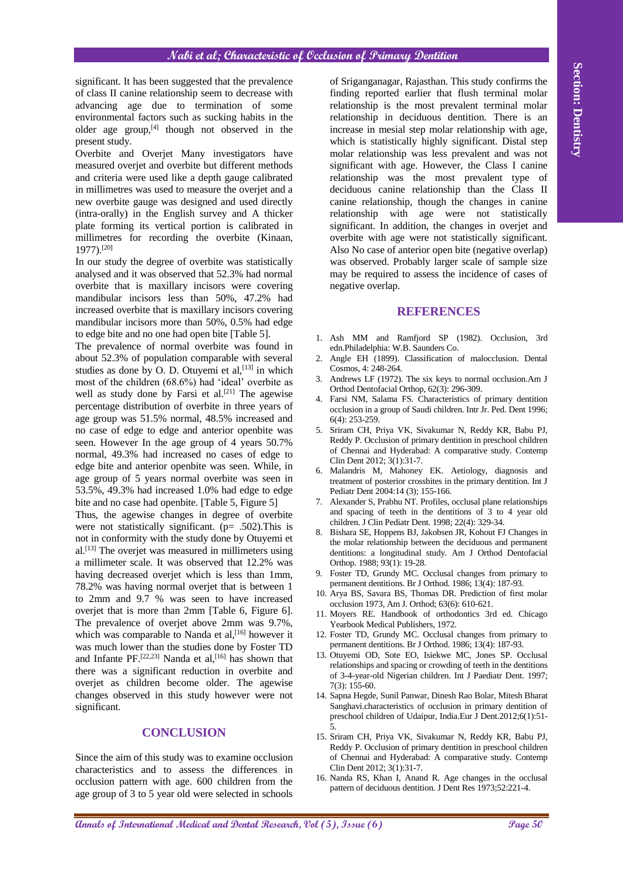significant. It has been suggested that the prevalence of class II canine relationship seem to decrease with advancing age due to termination of some environmental factors such as sucking habits in the older age group,[4] though not observed in the present study.

Overbite and Overjet Many investigators have measured overjet and overbite but different methods and criteria were used like a depth gauge calibrated in millimetres was used to measure the overjet and a new overbite gauge was designed and used directly (intra-orally) in the English survey and A thicker plate forming its vertical portion is calibrated in millimetres for recording the overbite (Kinaan, 1977).[20]

In our study the degree of overbite was statistically analysed and it was observed that 52.3% had normal overbite that is maxillary incisors were covering mandibular incisors less than 50%, 47.2% had increased overbite that is maxillary incisors covering mandibular incisors more than 50%, 0.5% had edge to edge bite and no one had open bite [Table 5].

The prevalence of normal overbite was found in about 52.3% of population comparable with several studies as done by O. D. Otuyemi et al,[13] in which most of the children (68.6%) had 'ideal' overbite as well as study done by Farsi et al.[21] The agewise percentage distribution of overbite in three years of age group was 51.5% normal, 48.5% increased and no case of edge to edge and anterior openbite was seen. However In the age group of 4 years 50.7% normal, 49.3% had increased no cases of edge to edge bite and anterior openbite was seen. While, in age group of 5 years normal overbite was seen in 53.5%, 49.3% had increased 1.0% had edge to edge bite and no case had openbite. [Table 5, Figure 5]

Thus, the agewise changes in degree of overbite were not statistically significant. (p= .502).This is not in conformity with the study done by Otuyemi et al.[13] The overjet was measured in millimeters using a millimeter scale. It was observed that 12.2% was having decreased overjet which is less than 1mm, 78.2% was having normal overjet that is between 1 to 2mm and 9.7 % was seen to have increased overjet that is more than 2mm [Table 6, Figure 6]. The prevalence of overjet above 2mm was 9.7%, which was comparable to Nanda et al,[16] however it was much lower than the studies done by Foster TD and Infante PF.[22,23] Nanda et al,[16] has shown that there was a significant reduction in overbite and overjet as children become older. The agewise changes observed in this study however were not significant.

## CONCLUSION

Since the aim of this study was to examine occlusion characteristics and to assess the differences in occlusion pattern with age. 600 children from the age group of 3 to 5 year old were selected in schools of Sriganganagar, Rajasthan. This study confirms the finding reported earlier that flush terminal molar relationship is the most prevalent terminal molar relationship in deciduous dentition. There is an increase in mesial step molar relationship with age, which is statistically highly significant. Distal step molar relationship was less prevalent and was not significant with age. However, the Class I canine relationship was the most prevalent type of deciduous canine relationship than the Class II canine relationship, though the changes in canine relationship with age were not statistically significant. In addition, the changes in overjet and overbite with age were not statistically significant. Also No case of anterior open bite (negative overlap) was observed. Probably larger scale of sample size may be required to assess the incidence of cases of negative overlap.

## REFERENCES

1. Ash MM and Ramfjord SP (1982). Occlusion, 3rd edn.Philadelphia: W.B. Saunders Co.
2. Angle EH (1899). Classification of malocclusion. Dental Cosmos, 4: 248-264.
3. Andrews LF (1972). The six keys to normal occlusion.Am J Orthod Dentofacial Orthop, 62(3): 296-309.
4. Farsi NM, Salama FS. Characteristics of primary dentition occlusion in a group of Saudi children. Intr Jr. Ped. Dent 1996; 6(4): 253-259.
5. Sriram CH, Priya VK, Sivakumar N, Reddy KR, Babu PJ, Reddy P. Occlusion of primary dentition in preschool children of Chennai and Hyderabad: A comparative study. Contemp Clin Dent 2012; 3(1):31-7.
6. Malandris M, Mahoney EK. Aetiology, diagnosis and treatment of posterior crossbites in the primary dentition. Int J Pediatr Dent 2004:14 (3); 155-166.
7. Alexander S, Prabhu NT. Profiles, occlusal plane relationships and spacing of teeth in the dentitions of 3 to 4 year old children. J Clin Pediatr Dent. 1998; 22(4): 329-34.
8. Bishara SE, Hoppens BJ, Jakobsen JR, Kohout FJ Changes in the molar relationship between the deciduous and permanent dentitions: a longitudinal study. Am J Orthod Dentofacial Orthop. 1988; 93(1): 19-28.
9. Foster TD, Grundy MC. Occlusal changes from primary to permanent dentitions. Br J Orthod. 1986; 13(4): 187-93.
10. Arya BS, Savara BS, Thomas DR. Prediction of first molar occlusion 1973, Am J. Orthod; 63(6): 610-621.
11. Moyers RE. Handbook of orthodontics 3rd ed. Chicago Yearbook Medical Publishers, 1972.
12. Foster TD, Grundy MC. Occlusal changes from primary to permanent dentitions. Br J Orthod. 1986; 13(4): 187-93.
13. Otuyemi OD, Sote EO, Isiekwe MC, Jones SP. Occlusal relationships and spacing or crowding of teeth in the dentitions of 3-4-year-old Nigerian children. Int J Paediatr Dent. 1997; 7(3): 155-60.
14. Sapna Hegde, Sunil Panwar, Dinesh Rao Bolar, Mitesh Bharat Sanghavi.characteristics of occlusion in primary dentition of preschool children of Udaipur, India.Eur J Dent.2012;6(1):51-5.
15. Sriram CH, Priya VK, Sivakumar N, Reddy KR, Babu PJ, Reddy P. Occlusion of primary dentition in preschool children of Chennai and Hyderabad: A comparative study. Contemp Clin Dent 2012; 3(1):31-7.
16. Nanda RS, Khan I, Anand R. Age changes in the occlusal pattern of deciduous dentition. J Dent Res 1973;52:221-4.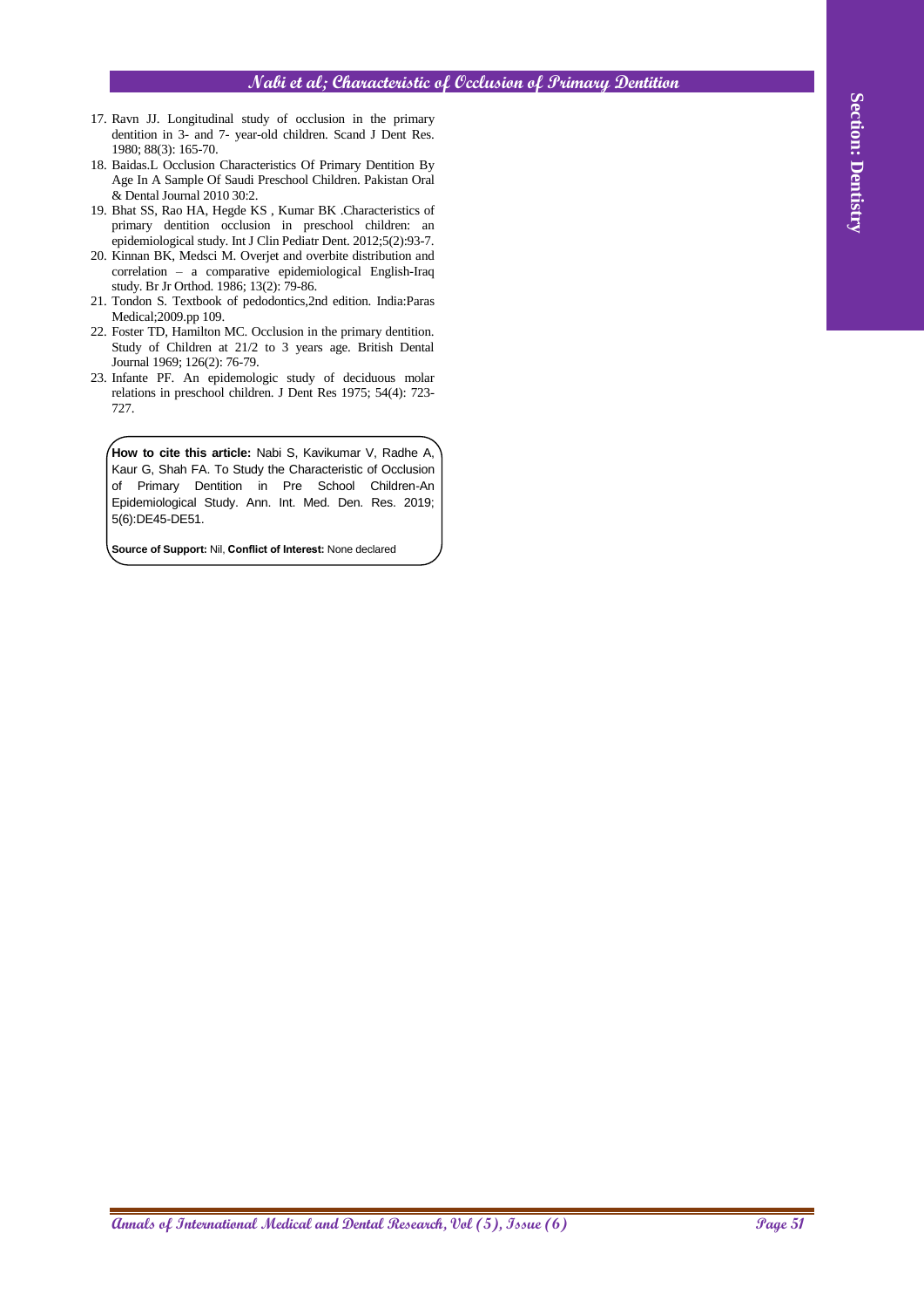17. Ravn JJ. Longitudinal study of occlusion in the primary dentition in 3- and 7- year-old children. Scand J Dent Res. 1980; 88(3): 165-70.
18. Baidas.L Occlusion Characteristics Of Primary Dentition By Age In A Sample Of Saudi Preschool Children. Pakistan Oral & Dental Journal 2010 30:2.
19. Bhat SS, Rao HA, Hegde KS , Kumar BK .Characteristics of primary dentition occlusion in preschool children: an epidemiological study. Int J Clin Pediatr Dent. 2012;5(2):93-7.
20. Kinnan BK, Medsci M. Overjet and overbite distribution and correlation – a comparative epidemiological English-Iraq study. Br Jr Orthod. 1986; 13(2): 79-86.
21. Tondon S. Textbook of pedodontics,2nd edition. India:Paras Medical;2009.pp 109.
22. Foster TD, Hamilton MC. Occlusion in the primary dentition. Study of Children at 21/2 to 3 years age. British Dental Journal 1969; 126(2): 76-79.
23. Infante PF. An epidemologic study of deciduous molar relations in preschool children. J Dent Res 1975; 54(4): 723-727.

**How to cite this article:** Nabi S, Kavikumar V, Radhe A, Kaur G, Shah FA. To Study the Characteristic of Occlusion of Primary Dentition in Pre School Children-An Epidemiological Study. Ann. Int. Med. Den. Res. 2019; 5(6):DE45-DE51.

**Source of Support:** Nil, **Conflict of Interest:** None declared